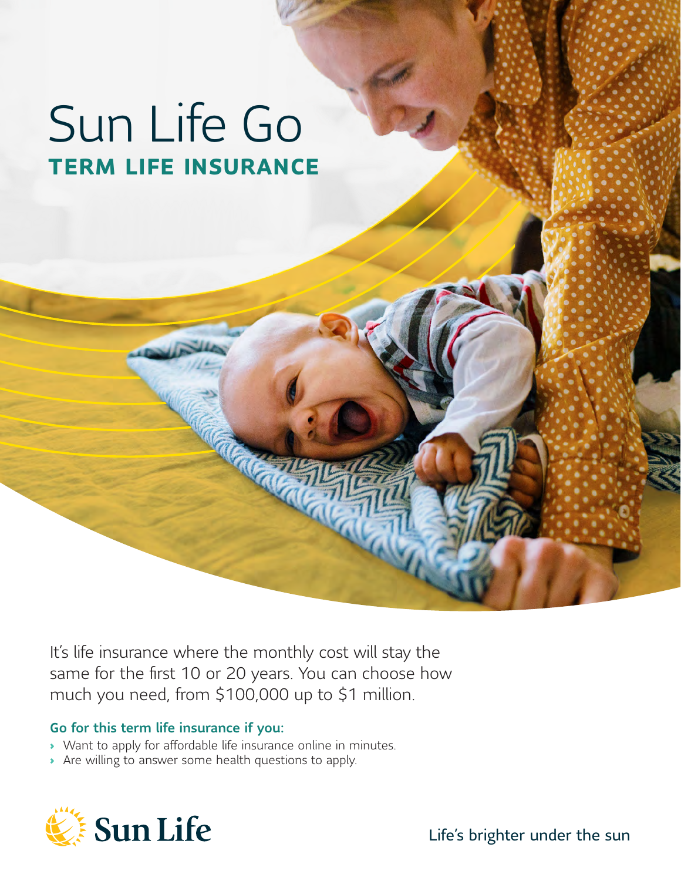# Sun Life Go

## TERM LIFE INSURANCE

It's life insurance where the monthly cost will stay the same for the first 10 or 20 years. You can choose how much you need, from $100,000 up to $1 million.

### Go for this term life insurance if you:

- Want to apply for affordable life insurance online in minutes.
- Are willing to answer some health questions to apply.

Sun Life

Life's brighter under the sun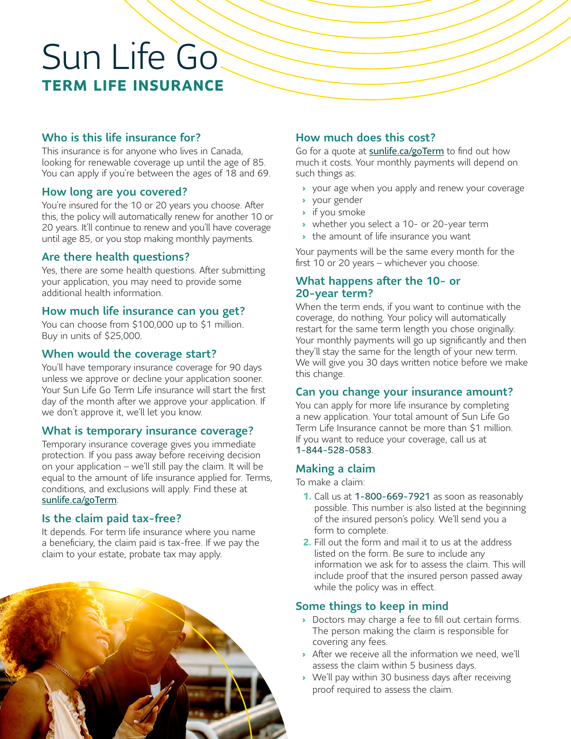# Sun Life Go

## TERM LIFE INSURANCE

### Who is this life insurance for?

This insurance is for anyone who lives in Canada, looking for renewable coverage up until the age of 85. You can apply if you're between the ages of 18 and 69.

### How long are you covered?

You're insured for the 10 or 20 years you choose. After this, the policy will automatically renew for another 10 or 20 years. It'll continue to renew and you'll have coverage until age 85, or you stop making monthly payments.

### Are there health questions?

Yes, there are some health questions. After submitting your application, you may need to provide some additional health information.

### How much life insurance can you get?

You can choose from $100,000 up to $1 million. Buy in units of $25,000.

### When would the coverage start?

You'll have temporary insurance coverage for 90 days unless we approve or decline your application sooner. Your Sun Life Go Term Life insurance will start the first day of the month after we approve your application. If we don't approve it, we'll let you know.

### What is temporary insurance coverage?

Temporary insurance coverage gives you immediate protection. If you pass away before receiving decision on your application – we'll still pay the claim. It will be equal to the amount of life insurance applied for. Terms, conditions, and exclusions will apply. Find these at sunlife.ca/goTerm.

### Is the claim paid tax-free?

It depends. For term life insurance where you name a beneficiary, the claim paid is tax-free. If we pay the claim to your estate, probate tax may apply.

### How much does this cost?

Go for a quote at sunlife.ca/goTerm to find out how much it costs. Your monthly payments will depend on such things as:

- your age when you apply and renew your coverage
- your gender
- if you smoke
- whether you select a 10- or 20-year term
- the amount of life insurance you want

Your payments will be the same every month for the first 10 or 20 years – whichever you choose.

### What happens after the 10- or 20-year term?

When the term ends, if you want to continue with the coverage, do nothing. Your policy will automatically restart for the same term length you chose originally. Your monthly payments will go up significantly and then they'll stay the same for the length of your new term. We will give you 30 days written notice before we make this change.

### Can you change your insurance amount?

You can apply for more life insurance by completing a new application. Your total amount of Sun Life Go Term Life Insurance cannot be more than $1 million. If you want to reduce your coverage, call us at 1-844-528-0583.

### Making a claim

To make a claim:

1. Call us at 1-800-669-7921 as soon as reasonably possible. This number is also listed at the beginning of the insured person's policy. We'll send you a form to complete.
2. Fill out the form and mail it to us at the address listed on the form. Be sure to include any information we ask for to assess the claim. This will include proof that the insured person passed away while the policy was in effect.

### Some things to keep in mind

- Doctors may charge a fee to fill out certain forms. The person making the claim is responsible for covering any fees.
- After we receive all the information we need, we'll assess the claim within 5 business days.
- We'll pay within 30 business days after receiving proof required to assess the claim.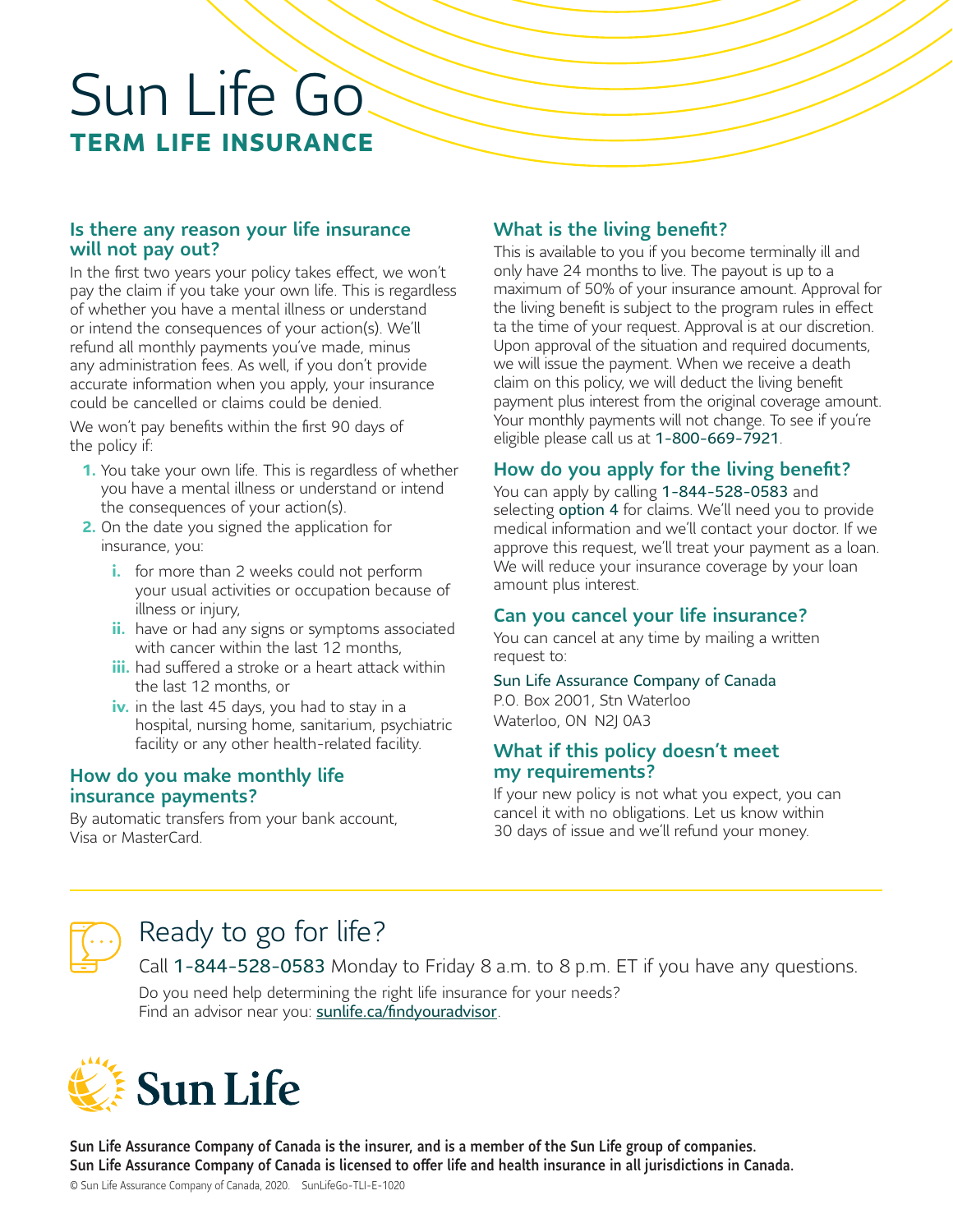# Sun Life Go

## TERM LIFE INSURANCE

### Is there any reason your life insurance will not pay out?

In the first two years your policy takes effect, we won't pay the claim if you take your own life. This is regardless of whether you have a mental illness or understand or intend the consequences of your action(s). We'll refund all monthly payments you've made, minus any administration fees. As well, if you don't provide accurate information when you apply, your insurance could be cancelled or claims could be denied.

We won't pay benefits within the first 90 days of the policy if:

1. You take your own life. This is regardless of whether you have a mental illness or understand or intend the consequences of your action(s).
2. On the date you signed the application for insurance, you:
   - i. for more than 2 weeks could not perform your usual activities or occupation because of illness or injury,
   - ii. have or had any signs or symptoms associated with cancer within the last 12 months,
   - iii. had suffered a stroke or a heart attack within the last 12 months, or
   - iv. in the last 45 days, you had to stay in a hospital, nursing home, sanitarium, psychiatric facility or any other health-related facility.

### How do you make monthly life insurance payments?

By automatic transfers from your bank account, Visa or MasterCard.

### What is the living benefit?

This is available to you if you become terminally ill and only have 24 months to live. The payout is up to a maximum of 50% of your insurance amount. Approval for the living benefit is subject to the program rules in effect ta the time of your request. Approval is at our discretion. Upon approval of the situation and required documents, we will issue the payment. When we receive a death claim on this policy, we will deduct the living benefit payment plus interest from the original coverage amount. Your monthly payments will not change. To see if you're eligible please call us at 1-800-669-7921.

### How do you apply for the living benefit?

You can apply by calling 1-844-528-0583 and selecting option 4 for claims. We'll need you to provide medical information and we'll contact your doctor. If we approve this request, we'll treat your payment as a loan. We will reduce your insurance coverage by your loan amount plus interest.

### Can you cancel your life insurance?

You can cancel at any time by mailing a written request to:

Sun Life Assurance Company of Canada
P.O. Box 2001, Stn Waterloo
Waterloo, ON N2J 0A3

### What if this policy doesn't meet my requirements?

If your new policy is not what you expect, you can cancel it with no obligations. Let us know within 30 days of issue and we'll refund your money.

## Ready to go for life?

Call 1-844-528-0583 Monday to Friday 8 a.m. to 8 p.m. ET if you have any questions.

Do you need help determining the right life insurance for your needs?
Find an advisor near you: sunlife.ca/findyouradvisor.

Sun Life

**Sun Life Assurance Company of Canada is the insurer, and is a member of the Sun Life group of companies.**
**Sun Life Assurance Company of Canada is licensed to offer life and health insurance in all jurisdictions in Canada.**

© Sun Life Assurance Company of Canada, 2020. SunLifeGo-TLI-E-1020